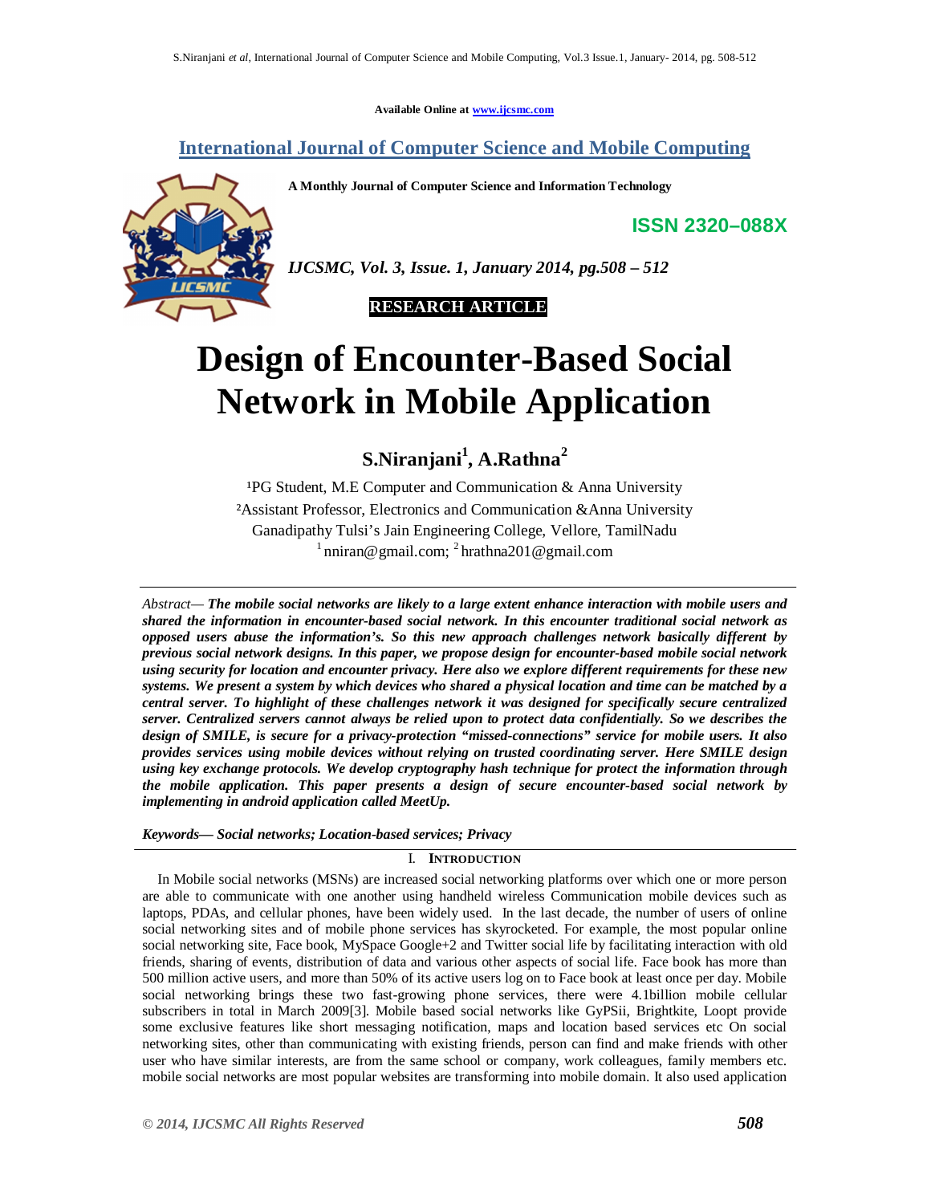Available Online at www.ijcsmc.com

**International Journal of Computer Science and Mobile Computing**

**A Monthly Journal of Computer Science and Information Technology**

**ISSN 2320–088X**

***IJCSMC, Vol. 3, Issue. 1, January 2014, pg.508 – 512***

**RESEARCH ARTICLE**

# Design of Encounter-Based Social Network in Mobile Application

**S.Niranjani[1], A.Rathna[2]**

[1]PG Student, M.E Computer and Communication & Anna University
[2]Assistant Professor, Electronics and Communication &Anna University
Ganadipathy Tulsi's Jain Engineering College, Vellore, TamilNadu
[1] nniran@gmail.com; [2] hrathna201@gmail.com

---

*Abstract—* ***The mobile social networks are likely to a large extent enhance interaction with mobile users and shared the information in encounter-based social network. In this encounter traditional social network as opposed users abuse the information's. So this new approach challenges network basically different by previous social network designs. In this paper, we propose design for encounter-based mobile social network using security for location and encounter privacy. Here also we explore different requirements for these new systems. We present a system by which devices who shared a physical location and time can be matched by a central server. To highlight of these challenges network it was designed for specifically secure centralized server. Centralized servers cannot always be relied upon to protect data confidentially. So we describes the design of SMILE, is secure for a privacy-protection "missed-connections" service for mobile users. It also provides services using mobile devices without relying on trusted coordinating server. Here SMILE design using key exchange protocols. We develop cryptography hash technique for protect the information through the mobile application. This paper presents a design of secure encounter-based social network by implementing in android application called MeetUp.***

***Keywords— Social networks; Location-based services; Privacy***

---

## I. Introduction

In Mobile social networks (MSNs) are increased social networking platforms over which one or more person are able to communicate with one another using handheld wireless Communication mobile devices such as laptops, PDAs, and cellular phones, have been widely used. In the last decade, the number of users of online social networking sites and of mobile phone services has skyrocketed. For example, the most popular online social networking site, Face book, MySpace Google+2 and Twitter social life by facilitating interaction with old friends, sharing of events, distribution of data and various other aspects of social life. Face book has more than 500 million active users, and more than 50% of its active users log on to Face book at least once per day. Mobile social networking brings these two fast-growing phone services, there were 4.1billion mobile cellular subscribers in total in March 2009[3]. Mobile based social networks like GyPSii, Brightkite, Loopt provide some exclusive features like short messaging notification, maps and location based services etc On social networking sites, other than communicating with existing friends, person can find and make friends with other user who have similar interests, are from the same school or company, work colleagues, family members etc. mobile social networks are most popular websites are transforming into mobile domain. It also used application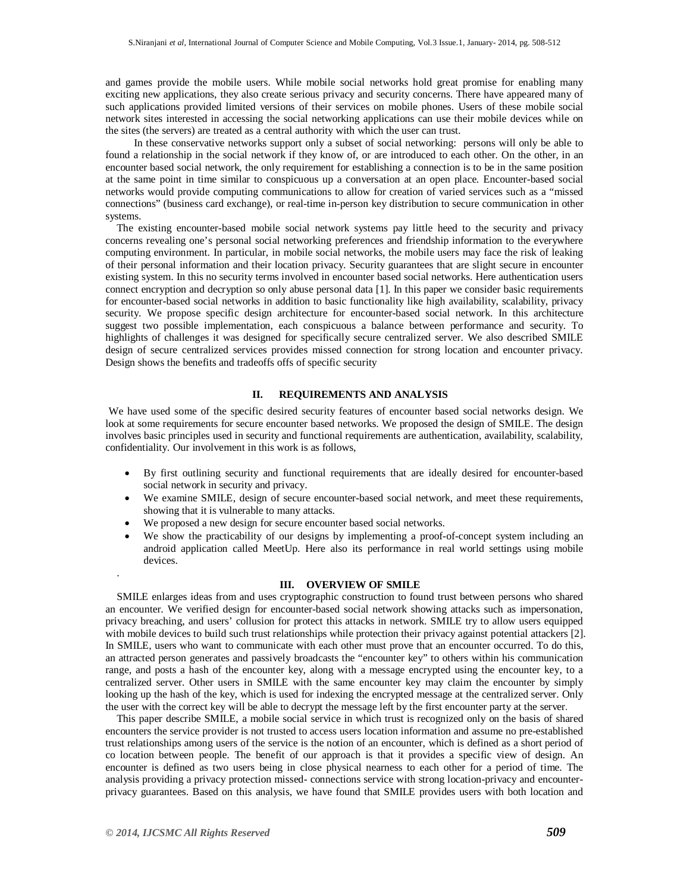and games provide the mobile users. While mobile social networks hold great promise for enabling many exciting new applications, they also create serious privacy and security concerns. There have appeared many of such applications provided limited versions of their services on mobile phones. Users of these mobile social network sites interested in accessing the social networking applications can use their mobile devices while on the sites (the servers) are treated as a central authority with which the user can trust.

In these conservative networks support only a subset of social networking: persons will only be able to found a relationship in the social network if they know of, or are introduced to each other. On the other, in an encounter based social network, the only requirement for establishing a connection is to be in the same position at the same point in time similar to conspicuous up a conversation at an open place. Encounter-based social networks would provide computing communications to allow for creation of varied services such as a "missed connections" (business card exchange), or real-time in-person key distribution to secure communication in other systems.

The existing encounter-based mobile social network systems pay little heed to the security and privacy concerns revealing one's personal social networking preferences and friendship information to the everywhere computing environment. In particular, in mobile social networks, the mobile users may face the risk of leaking of their personal information and their location privacy. Security guarantees that are slight secure in encounter existing system. In this no security terms involved in encounter based social networks. Here authentication users connect encryption and decryption so only abuse personal data [1]. In this paper we consider basic requirements for encounter-based social networks in addition to basic functionality like high availability, scalability, privacy security. We propose specific design architecture for encounter-based social network. In this architecture suggest two possible implementation, each conspicuous a balance between performance and security. To highlights of challenges it was designed for specifically secure centralized server. We also described SMILE design of secure centralized services provides missed connection for strong location and encounter privacy. Design shows the benefits and tradeoffs offs of specific security

## II. REQUIREMENTS AND ANALYSIS

We have used some of the specific desired security features of encounter based social networks design. We look at some requirements for secure encounter based networks. We proposed the design of SMILE. The design involves basic principles used in security and functional requirements are authentication, availability, scalability, confidentiality. Our involvement in this work is as follows,

- By first outlining security and functional requirements that are ideally desired for encounter-based social network in security and privacy.
- We examine SMILE, design of secure encounter-based social network, and meet these requirements, showing that it is vulnerable to many attacks.
- We proposed a new design for secure encounter based social networks.
- We show the practicability of our designs by implementing a proof-of-concept system including an android application called MeetUp. Here also its performance in real world settings using mobile devices.

## III. OVERVIEW OF SMILE

SMILE enlarges ideas from and uses cryptographic construction to found trust between persons who shared an encounter. We verified design for encounter-based social network showing attacks such as impersonation, privacy breaching, and users' collusion for protect this attacks in network. SMILE try to allow users equipped with mobile devices to build such trust relationships while protection their privacy against potential attackers [2]. In SMILE, users who want to communicate with each other must prove that an encounter occurred. To do this, an attracted person generates and passively broadcasts the "encounter key" to others within his communication range, and posts a hash of the encounter key, along with a message encrypted using the encounter key, to a centralized server. Other users in SMILE with the same encounter key may claim the encounter by simply looking up the hash of the key, which is used for indexing the encrypted message at the centralized server. Only the user with the correct key will be able to decrypt the message left by the first encounter party at the server.

This paper describe SMILE, a mobile social service in which trust is recognized only on the basis of shared encounters the service provider is not trusted to access users location information and assume no pre-established trust relationships among users of the service is the notion of an encounter, which is defined as a short period of co location between people. The benefit of our approach is that it provides a specific view of design. An encounter is defined as two users being in close physical nearness to each other for a period of time. The analysis providing a privacy protection missed- connections service with strong location-privacy and encounter-privacy guarantees. Based on this analysis, we have found that SMILE provides users with both location and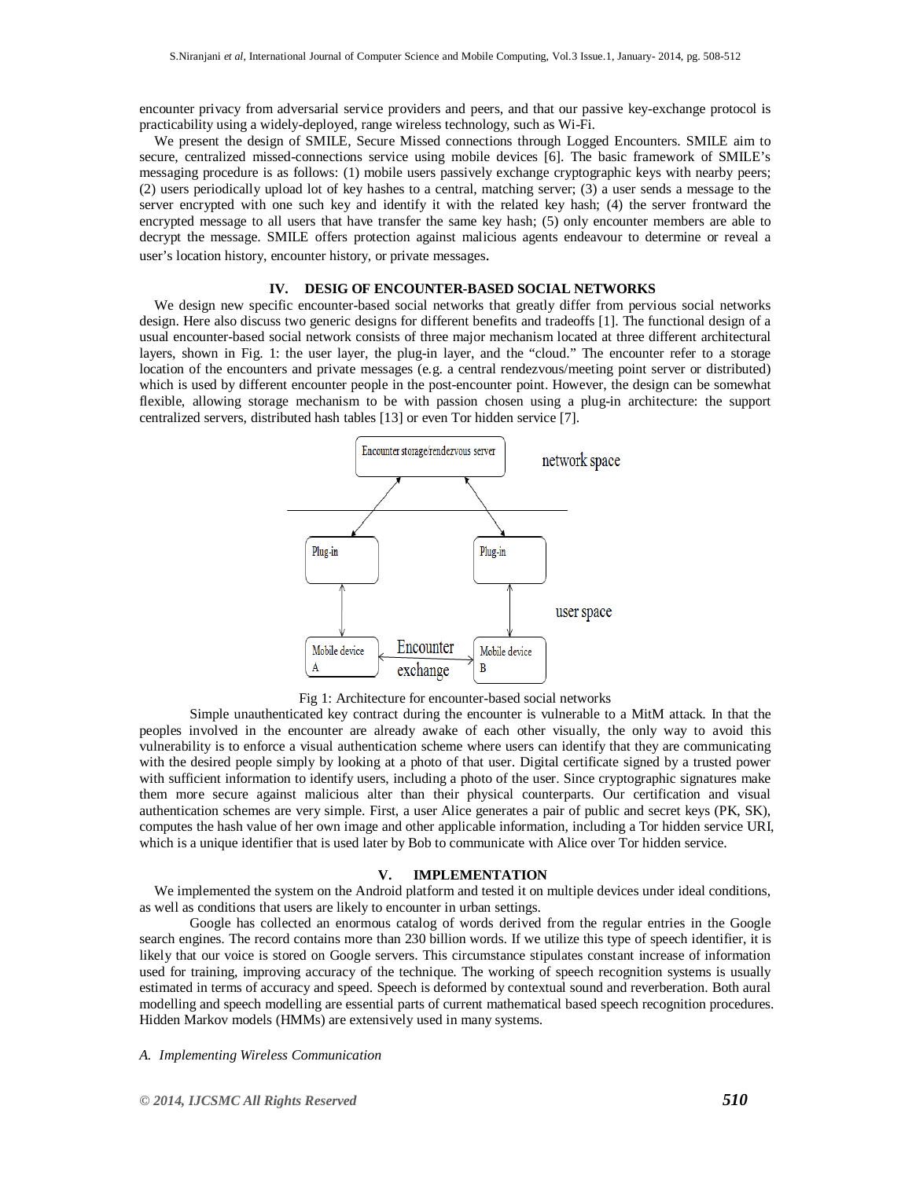encounter privacy from adversarial service providers and peers, and that our passive key-exchange protocol is practicability using a widely-deployed, range wireless technology, such as Wi-Fi.

We present the design of SMILE, Secure Missed connections through Logged Encounters. SMILE aim to secure, centralized missed-connections service using mobile devices [6]. The basic framework of SMILE's messaging procedure is as follows: (1) mobile users passively exchange cryptographic keys with nearby peers; (2) users periodically upload lot of key hashes to a central, matching server; (3) a user sends a message to the server encrypted with one such key and identify it with the related key hash; (4) the server frontward the encrypted message to all users that have transfer the same key hash; (5) only encounter members are able to decrypt the message. SMILE offers protection against malicious agents endeavour to determine or reveal a user's location history, encounter history, or private messages.

## IV. DESIG OF ENCOUNTER-BASED SOCIAL NETWORKS

We design new specific encounter-based social networks that greatly differ from pervious social networks design. Here also discuss two generic designs for different benefits and tradeoffs [1]. The functional design of a usual encounter-based social network consists of three major mechanism located at three different architectural layers, shown in Fig. 1: the user layer, the plug-in layer, and the "cloud." The encounter refer to a storage location of the encounters and private messages (e.g. a central rendezvous/meeting point server or distributed) which is used by different encounter people in the post-encounter point. However, the design can be somewhat flexible, allowing storage mechanism to be with passion chosen using a plug-in architecture: the support centralized servers, distributed hash tables [13] or even Tor hidden service [7].

Fig 1: Architecture for encounter-based social networks

Simple unauthenticated key contract during the encounter is vulnerable to a MitM attack. In that the peoples involved in the encounter are already awake of each other visually, the only way to avoid this vulnerability is to enforce a visual authentication scheme where users can identify that they are communicating with the desired people simply by looking at a photo of that user. Digital certificate signed by a trusted power with sufficient information to identify users, including a photo of the user. Since cryptographic signatures make them more secure against malicious alter than their physical counterparts. Our certification and visual authentication schemes are very simple. First, a user Alice generates a pair of public and secret keys (PK, SK), computes the hash value of her own image and other applicable information, including a Tor hidden service URI, which is a unique identifier that is used later by Bob to communicate with Alice over Tor hidden service.

## V. IMPLEMENTATION

We implemented the system on the Android platform and tested it on multiple devices under ideal conditions, as well as conditions that users are likely to encounter in urban settings.

Google has collected an enormous catalog of words derived from the regular entries in the Google search engines. The record contains more than 230 billion words. If we utilize this type of speech identifier, it is likely that our voice is stored on Google servers. This circumstance stipulates constant increase of information used for training, improving accuracy of the technique. The working of speech recognition systems is usually estimated in terms of accuracy and speed. Speech is deformed by contextual sound and reverberation. Both aural modelling and speech modelling are essential parts of current mathematical based speech recognition procedures. Hidden Markov models (HMMs) are extensively used in many systems.

### *A. Implementing Wireless Communication*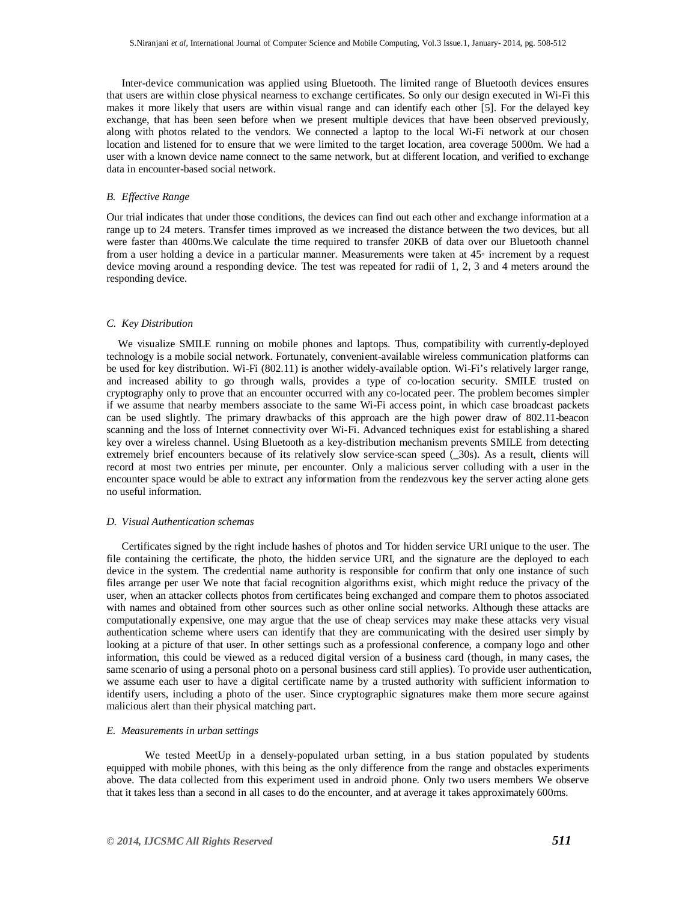Inter-device communication was applied using Bluetooth. The limited range of Bluetooth devices ensures that users are within close physical nearness to exchange certificates. So only our design executed in Wi-Fi this makes it more likely that users are within visual range and can identify each other [5]. For the delayed key exchange, that has been seen before when we present multiple devices that have been observed previously, along with photos related to the vendors. We connected a laptop to the local Wi-Fi network at our chosen location and listened for to ensure that we were limited to the target location, area coverage 5000m. We had a user with a known device name connect to the same network, but at different location, and verified to exchange data in encounter-based social network.

### *B. Effective Range*

Our trial indicates that under those conditions, the devices can find out each other and exchange information at a range up to 24 meters. Transfer times improved as we increased the distance between the two devices, but all were faster than 400ms.We calculate the time required to transfer 20KB of data over our Bluetooth channel from a user holding a device in a particular manner. Measurements were taken at 45◦ increment by a request device moving around a responding device. The test was repeated for radii of 1, 2, 3 and 4 meters around the responding device.

### *C. Key Distribution*

We visualize SMILE running on mobile phones and laptops. Thus, compatibility with currently-deployed technology is a mobile social network. Fortunately, convenient-available wireless communication platforms can be used for key distribution. Wi-Fi (802.11) is another widely-available option. Wi-Fi's relatively larger range, and increased ability to go through walls, provides a type of co-location security. SMILE trusted on cryptography only to prove that an encounter occurred with any co-located peer. The problem becomes simpler if we assume that nearby members associate to the same Wi-Fi access point, in which case broadcast packets can be used slightly. The primary drawbacks of this approach are the high power draw of 802.11-beacon scanning and the loss of Internet connectivity over Wi-Fi. Advanced techniques exist for establishing a shared key over a wireless channel. Using Bluetooth as a key-distribution mechanism prevents SMILE from detecting extremely brief encounters because of its relatively slow service-scan speed (_30s). As a result, clients will record at most two entries per minute, per encounter. Only a malicious server colluding with a user in the encounter space would be able to extract any information from the rendezvous key the server acting alone gets no useful information.

### *D. Visual Authentication schemas*

Certificates signed by the right include hashes of photos and Tor hidden service URI unique to the user. The file containing the certificate, the photo, the hidden service URI, and the signature are the deployed to each device in the system. The credential name authority is responsible for confirm that only one instance of such files arrange per user We note that facial recognition algorithms exist, which might reduce the privacy of the user, when an attacker collects photos from certificates being exchanged and compare them to photos associated with names and obtained from other sources such as other online social networks. Although these attacks are computationally expensive, one may argue that the use of cheap services may make these attacks very visual authentication scheme where users can identify that they are communicating with the desired user simply by looking at a picture of that user. In other settings such as a professional conference, a company logo and other information, this could be viewed as a reduced digital version of a business card (though, in many cases, the same scenario of using a personal photo on a personal business card still applies). To provide user authentication, we assume each user to have a digital certificate name by a trusted authority with sufficient information to identify users, including a photo of the user. Since cryptographic signatures make them more secure against malicious alert than their physical matching part.

### *E. Measurements in urban settings*

We tested MeetUp in a densely-populated urban setting, in a bus station populated by students equipped with mobile phones, with this being as the only difference from the range and obstacles experiments above. The data collected from this experiment used in android phone. Only two users members We observe that it takes less than a second in all cases to do the encounter, and at average it takes approximately 600ms.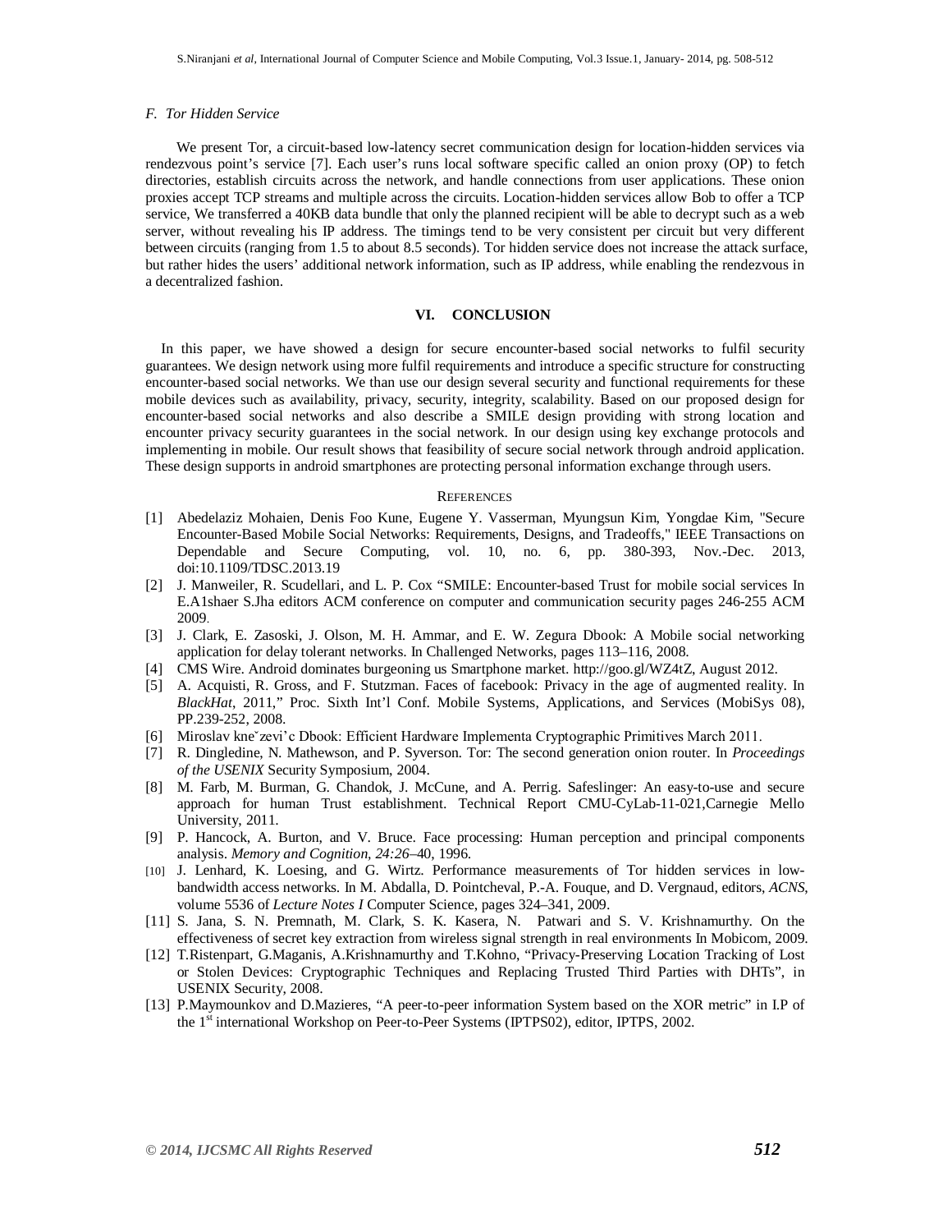### F. *Tor Hidden Service*

We present Tor, a circuit-based low-latency secret communication design for location-hidden services via rendezvous point's service [7]. Each user's runs local software specific called an onion proxy (OP) to fetch directories, establish circuits across the network, and handle connections from user applications. These onion proxies accept TCP streams and multiple across the circuits. Location-hidden services allow Bob to offer a TCP service, We transferred a 40KB data bundle that only the planned recipient will be able to decrypt such as a web server, without revealing his IP address. The timings tend to be very consistent per circuit but very different between circuits (ranging from 1.5 to about 8.5 seconds). Tor hidden service does not increase the attack surface, but rather hides the users' additional network information, such as IP address, while enabling the rendezvous in a decentralized fashion.

## VI. CONCLUSION

In this paper, we have showed a design for secure encounter-based social networks to fulfil security guarantees. We design network using more fulfil requirements and introduce a specific structure for constructing encounter-based social networks. We than use our design several security and functional requirements for these mobile devices such as availability, privacy, security, integrity, scalability. Based on our proposed design for encounter-based social networks and also describe a SMILE design providing with strong location and encounter privacy security guarantees in the social network. In our design using key exchange protocols and implementing in mobile. Our result shows that feasibility of secure social network through android application. These design supports in android smartphones are protecting personal information exchange through users.

## REFERENCES

[1] Abedelaziz Mohaien, Denis Foo Kune, Eugene Y. Vasserman, Myungsun Kim, Yongdae Kim, "Secure Encounter-Based Mobile Social Networks: Requirements, Designs, and Tradeoffs," IEEE Transactions on Dependable and Secure Computing, vol. 10, no. 6, pp. 380-393, Nov.-Dec. 2013, doi:10.1109/TDSC.2013.19

[2] J. Manweiler, R. Scudellari, and L. P. Cox "SMILE: Encounter-based Trust for mobile social services In E.A1shaer S.Jha editors ACM conference on computer and communication security pages 246-255 ACM 2009.

[3] J. Clark, E. Zasoski, J. Olson, M. H. Ammar, and E. W. Zegura Dbook: A Mobile social networking application for delay tolerant networks. In Challenged Networks, pages 113–116, 2008.

[4] CMS Wire. Android dominates burgeoning us Smartphone market. http://goo.gl/WZ4tZ, August 2012.

[5] A. Acquisti, R. Gross, and F. Stutzman. Faces of facebook: Privacy in the age of augmented reality. In *BlackHat*, 2011," Proc. Sixth Int'l Conf. Mobile Systems, Applications, and Services (MobiSys 08), PP.239-252, 2008.

[6] Miroslav kneˇzevi'c Dbook: Efficient Hardware Implementa Cryptographic Primitives March 2011.

[7] R. Dingledine, N. Mathewson, and P. Syverson. Tor: The second generation onion router. In *Proceedings of the USENIX* Security Symposium, 2004.

[8] M. Farb, M. Burman, G. Chandok, J. McCune, and A. Perrig. Safeslinger: An easy-to-use and secure approach for human Trust establishment. Technical Report CMU-CyLab-11-021,Carnegie Mello University, 2011.

[9] P. Hancock, A. Burton, and V. Bruce. Face processing: Human perception and principal components analysis. *Memory and Cognition, 24:26*–40, 1996.

[10] J. Lenhard, K. Loesing, and G. Wirtz. Performance measurements of Tor hidden services in low-bandwidth access networks. In M. Abdalla, D. Pointcheval, P.-A. Fouque, and D. Vergnaud, editors, *ACNS*, volume 5536 of *Lecture Notes I* Computer Science, pages 324–341, 2009.

[11] S. Jana, S. N. Premnath, M. Clark, S. K. Kasera, N. Patwari and S. V. Krishnamurthy. On the effectiveness of secret key extraction from wireless signal strength in real environments In Mobicom, 2009.

[12] T.Ristenpart, G.Maganis, A.Krishnamurthy and T.Kohno, "Privacy-Preserving Location Tracking of Lost or Stolen Devices: Cryptographic Techniques and Replacing Trusted Third Parties with DHTs", in USENIX Security, 2008.

[13] P.Maymounkov and D.Mazieres, "A peer-to-peer information System based on the XOR metric" in I.P of the 1st international Workshop on Peer-to-Peer Systems (IPTPS02), editor, IPTPS, 2002.